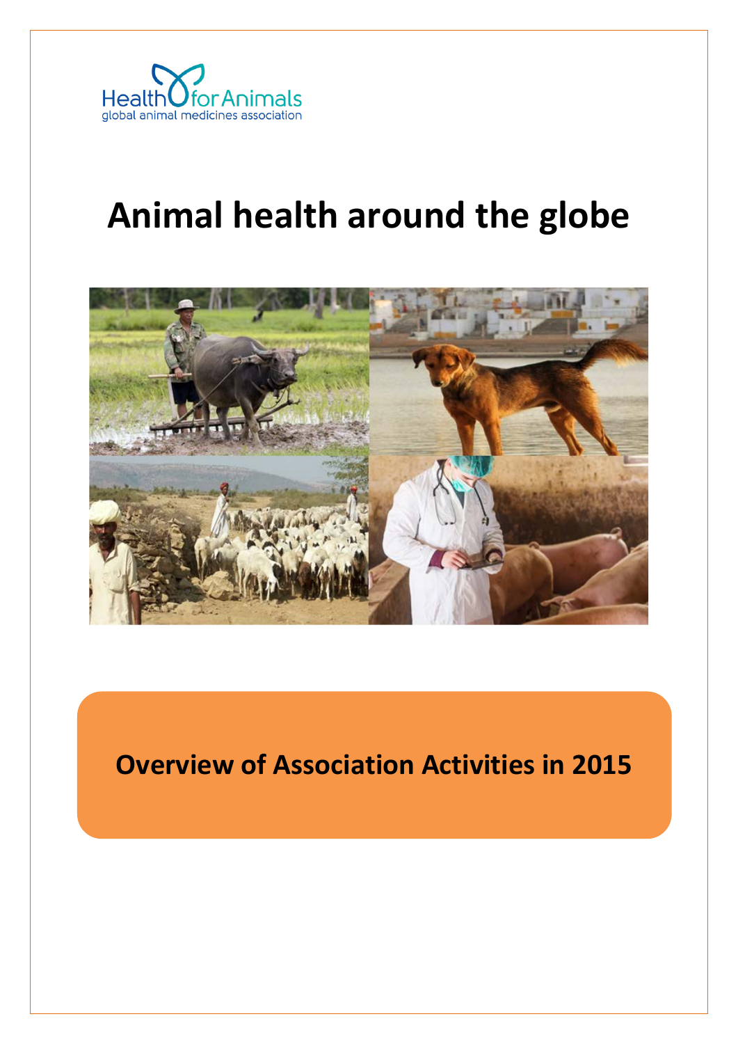HealthforAnimals
global animal medicines association

# Animal health around the globe

## Overview of Association Activities in 2015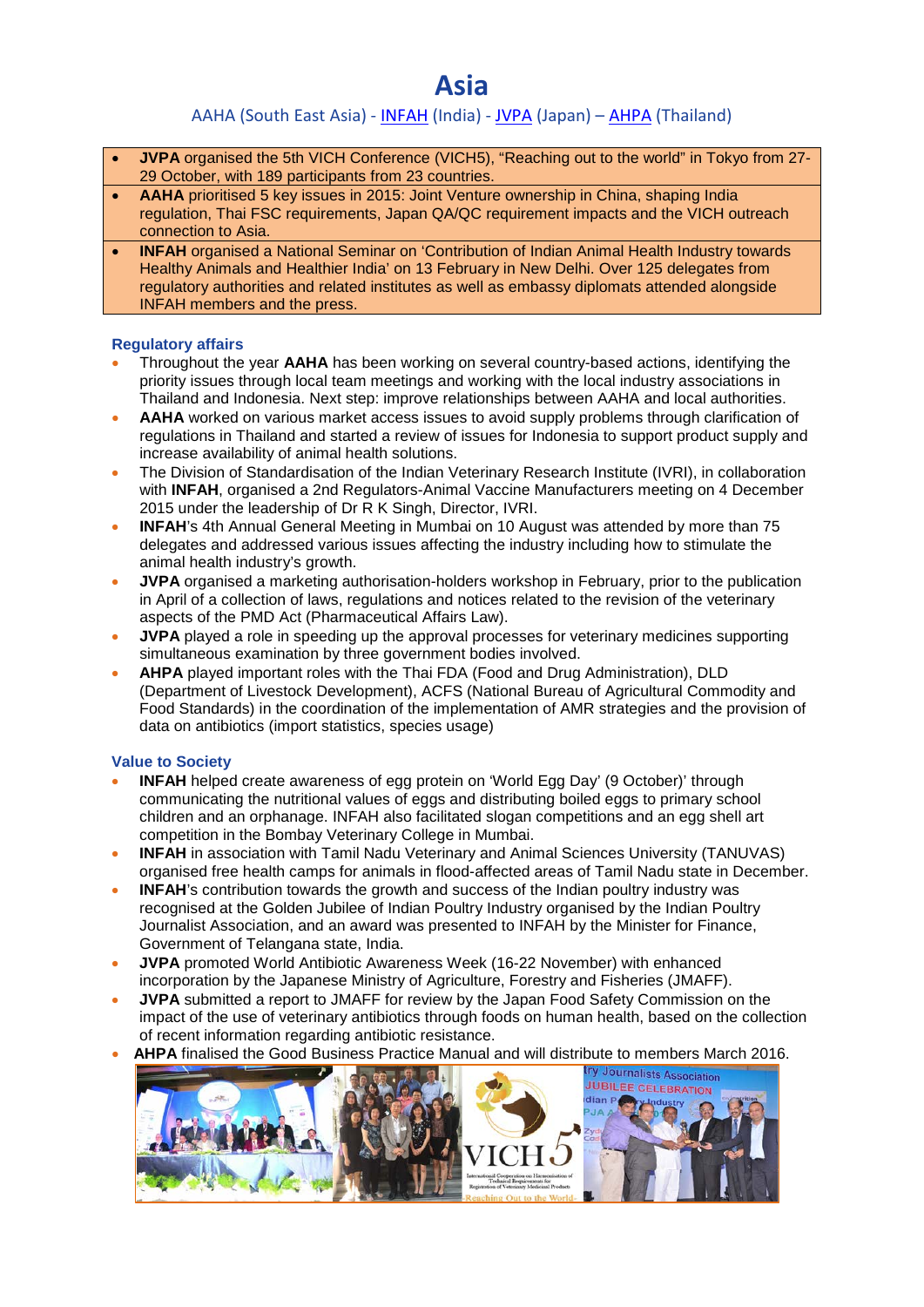# Asia

AAHA (South East Asia) - INFAH (India) - JVPA (Japan) – AHPA (Thailand)

- **JVPA** organised the 5th VICH Conference (VICH5), "Reaching out to the world" in Tokyo from 27-29 October, with 189 participants from 23 countries.
- **AAHA** prioritised 5 key issues in 2015: Joint Venture ownership in China, shaping India regulation, Thai FSC requirements, Japan QA/QC requirement impacts and the VICH outreach connection to Asia.
- **INFAH** organised a National Seminar on 'Contribution of Indian Animal Health Industry towards Healthy Animals and Healthier India' on 13 February in New Delhi. Over 125 delegates from regulatory authorities and related institutes as well as embassy diplomats attended alongside INFAH members and the press.

### Regulatory affairs

- Throughout the year **AAHA** has been working on several country-based actions, identifying the priority issues through local team meetings and working with the local industry associations in Thailand and Indonesia. Next step: improve relationships between AAHA and local authorities.
- **AAHA** worked on various market access issues to avoid supply problems through clarification of regulations in Thailand and started a review of issues for Indonesia to support product supply and increase availability of animal health solutions.
- The Division of Standardisation of the Indian Veterinary Research Institute (IVRI), in collaboration with **INFAH**, organised a 2nd Regulators-Animal Vaccine Manufacturers meeting on 4 December 2015 under the leadership of Dr R K Singh, Director, IVRI.
- **INFAH**'s 4th Annual General Meeting in Mumbai on 10 August was attended by more than 75 delegates and addressed various issues affecting the industry including how to stimulate the animal health industry's growth.
- **JVPA** organised a marketing authorisation-holders workshop in February, prior to the publication in April of a collection of laws, regulations and notices related to the revision of the veterinary aspects of the PMD Act (Pharmaceutical Affairs Law).
- **JVPA** played a role in speeding up the approval processes for veterinary medicines supporting simultaneous examination by three government bodies involved.
- **AHPA** played important roles with the Thai FDA (Food and Drug Administration), DLD (Department of Livestock Development), ACFS (National Bureau of Agricultural Commodity and Food Standards) in the coordination of the implementation of AMR strategies and the provision of data on antibiotics (import statistics, species usage)

### Value to Society

- **INFAH** helped create awareness of egg protein on 'World Egg Day' (9 October)' through communicating the nutritional values of eggs and distributing boiled eggs to primary school children and an orphanage. INFAH also facilitated slogan competitions and an egg shell art competition in the Bombay Veterinary College in Mumbai.
- **INFAH** in association with Tamil Nadu Veterinary and Animal Sciences University (TANUVAS) organised free health camps for animals in flood-affected areas of Tamil Nadu state in December.
- **INFAH**'s contribution towards the growth and success of the Indian poultry industry was recognised at the Golden Jubilee of Indian Poultry Industry organised by the Indian Poultry Journalist Association, and an award was presented to INFAH by the Minister for Finance, Government of Telangana state, India.
- **JVPA** promoted World Antibiotic Awareness Week (16-22 November) with enhanced incorporation by the Japanese Ministry of Agriculture, Forestry and Fisheries (JMAFF).
- **JVPA** submitted a report to JMAFF for review by the Japan Food Safety Commission on the impact of the use of veterinary antibiotics through foods on human health, based on the collection of recent information regarding antibiotic resistance.
- **AHPA** finalised the Good Business Practice Manual and will distribute to members March 2016.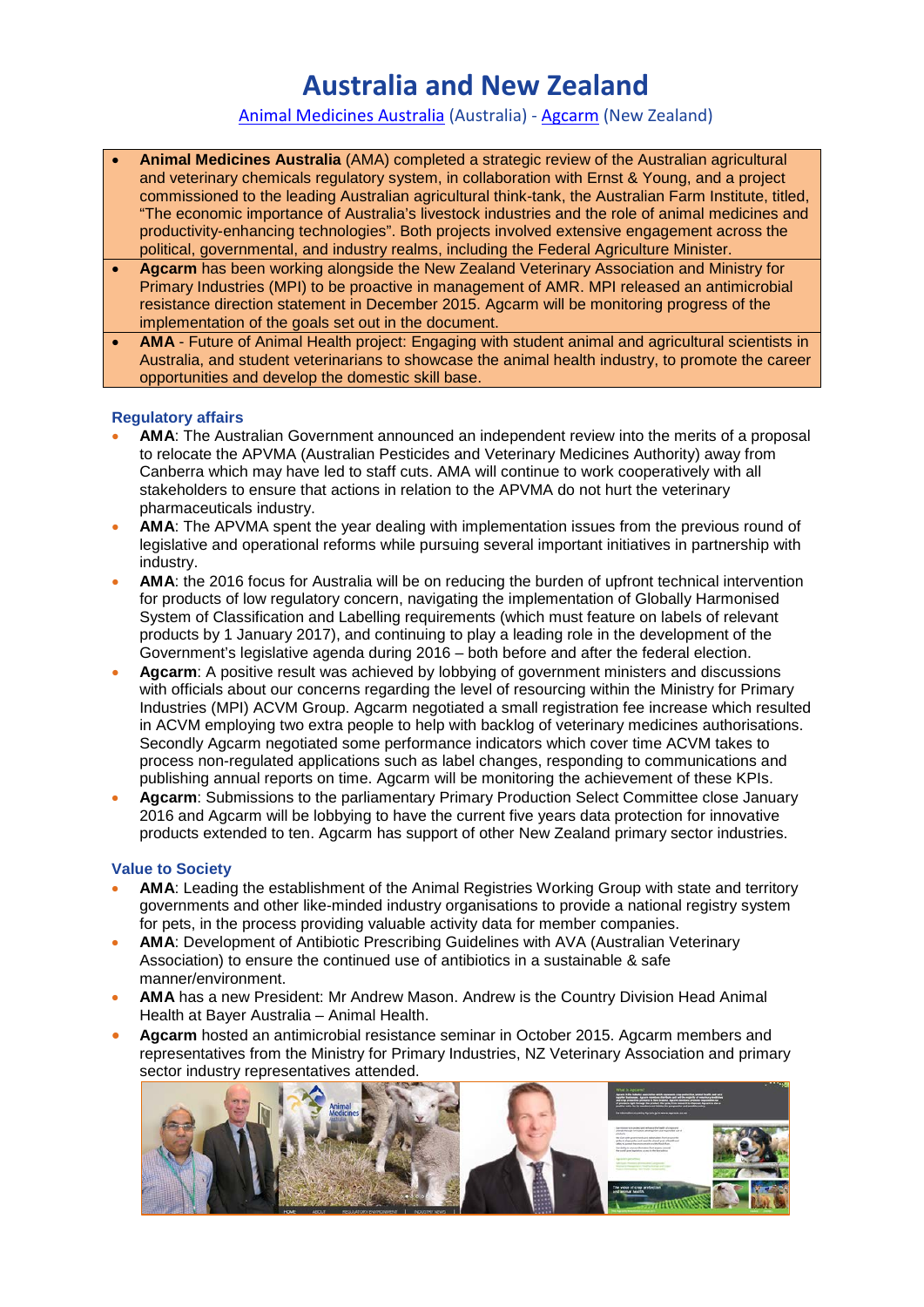# Australia and New Zealand

Animal Medicines Australia (Australia) - Agcarm (New Zealand)

- **Animal Medicines Australia** (AMA) completed a strategic review of the Australian agricultural and veterinary chemicals regulatory system, in collaboration with Ernst & Young, and a project commissioned to the leading Australian agricultural think-tank, the Australian Farm Institute, titled, "The economic importance of Australia's livestock industries and the role of animal medicines and productivity-enhancing technologies". Both projects involved extensive engagement across the political, governmental, and industry realms, including the Federal Agriculture Minister.
- **Agcarm** has been working alongside the New Zealand Veterinary Association and Ministry for Primary Industries (MPI) to be proactive in management of AMR. MPI released an antimicrobial resistance direction statement in December 2015. Agcarm will be monitoring progress of the implementation of the goals set out in the document.
- **AMA** - Future of Animal Health project: Engaging with student animal and agricultural scientists in Australia, and student veterinarians to showcase the animal health industry, to promote the career opportunities and develop the domestic skill base.

### Regulatory affairs

- **AMA**: The Australian Government announced an independent review into the merits of a proposal to relocate the APVMA (Australian Pesticides and Veterinary Medicines Authority) away from Canberra which may have led to staff cuts. AMA will continue to work cooperatively with all stakeholders to ensure that actions in relation to the APVMA do not hurt the veterinary pharmaceuticals industry.
- **AMA**: The APVMA spent the year dealing with implementation issues from the previous round of legislative and operational reforms while pursuing several important initiatives in partnership with industry.
- **AMA**: the 2016 focus for Australia will be on reducing the burden of upfront technical intervention for products of low regulatory concern, navigating the implementation of Globally Harmonised System of Classification and Labelling requirements (which must feature on labels of relevant products by 1 January 2017), and continuing to play a leading role in the development of the Government's legislative agenda during 2016 – both before and after the federal election.
- **Agcarm**: A positive result was achieved by lobbying of government ministers and discussions with officials about our concerns regarding the level of resourcing within the Ministry for Primary Industries (MPI) ACVM Group. Agcarm negotiated a small registration fee increase which resulted in ACVM employing two extra people to help with backlog of veterinary medicines authorisations. Secondly Agcarm negotiated some performance indicators which cover time ACVM takes to process non-regulated applications such as label changes, responding to communications and publishing annual reports on time. Agcarm will be monitoring the achievement of these KPIs.
- **Agcarm**: Submissions to the parliamentary Primary Production Select Committee close January 2016 and Agcarm will be lobbying to have the current five years data protection for innovative products extended to ten. Agcarm has support of other New Zealand primary sector industries.

### Value to Society

- **AMA**: Leading the establishment of the Animal Registries Working Group with state and territory governments and other like-minded industry organisations to provide a national registry system for pets, in the process providing valuable activity data for member companies.
- **AMA**: Development of Antibiotic Prescribing Guidelines with AVA (Australian Veterinary Association) to ensure the continued use of antibiotics in a sustainable & safe manner/environment.
- **AMA** has a new President: Mr Andrew Mason. Andrew is the Country Division Head Animal Health at Bayer Australia – Animal Health.
- **Agcarm** hosted an antimicrobial resistance seminar in October 2015. Agcarm members and representatives from the Ministry for Primary Industries, NZ Veterinary Association and primary sector industry representatives attended.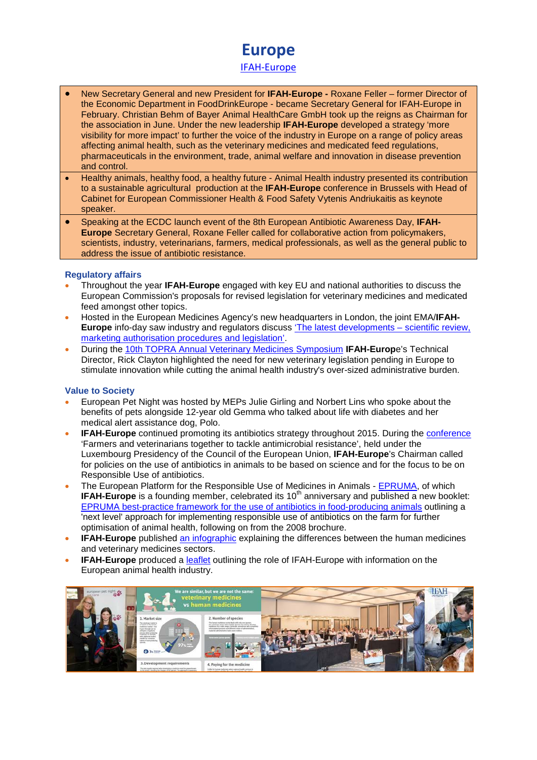# Europe

IFAH-Europe

- New Secretary General and new President for **IFAH-Europe -** Roxane Feller – former Director of the Economic Department in FoodDrinkEurope - became Secretary General for IFAH-Europe in February. Christian Behm of Bayer Animal HealthCare GmbH took up the reigns as Chairman for the association in June. Under the new leadership **IFAH-Europe** developed a strategy 'more visibility for more impact' to further the voice of the industry in Europe on a range of policy areas affecting animal health, such as the veterinary medicines and medicated feed regulations, pharmaceuticals in the environment, trade, animal welfare and innovation in disease prevention and control.
- Healthy animals, healthy food, a healthy future - Animal Health industry presented its contribution to a sustainable agricultural production at the **IFAH-Europe** conference in Brussels with Head of Cabinet for European Commissioner Health & Food Safety Vytenis Andriukaitis as keynote speaker.
- Speaking at the ECDC launch event of the 8th European Antibiotic Awareness Day, **IFAH-Europe** Secretary General, Roxane Feller called for collaborative action from policymakers, scientists, industry, veterinarians, farmers, medical professionals, as well as the general public to address the issue of antibiotic resistance.

### Regulatory affairs

- Throughout the year **IFAH-Europe** engaged with key EU and national authorities to discuss the European Commission's proposals for revised legislation for veterinary medicines and medicated feed amongst other topics.
- Hosted in the European Medicines Agency's new headquarters in London, the joint EMA/**IFAH-Europe** info-day saw industry and regulators discuss 'The latest developments – scientific review, marketing authorisation procedures and legislation'.
- During the 10th TOPRA Annual Veterinary Medicines Symposium **IFAH-Europe**'s Technical Director, Rick Clayton highlighted the need for new veterinary legislation pending in Europe to stimulate innovation while cutting the animal health industry's over-sized administrative burden.

### Value to Society

- European Pet Night was hosted by MEPs Julie Girling and Norbert Lins who spoke about the benefits of pets alongside 12-year old Gemma who talked about life with diabetes and her medical alert assistance dog, Polo.
- **IFAH-Europe** continued promoting its antibiotics strategy throughout 2015. During the conference 'Farmers and veterinarians together to tackle antimicrobial resistance', held under the Luxembourg Presidency of the Council of the European Union, **IFAH-Europe**'s Chairman called for policies on the use of antibiotics in animals to be based on science and for the focus to be on Responsible Use of antibiotics.
- The European Platform for the Responsible Use of Medicines in Animals - EPRUMA, of which **IFAH-Europe** is a founding member, celebrated its 10th anniversary and published a new booklet: EPRUMA best-practice framework for the use of antibiotics in food-producing animals outlining a 'next level' approach for implementing responsible use of antibiotics on the farm for further optimisation of animal health, following on from the 2008 brochure.
- **IFAH-Europe** published an infographic explaining the differences between the human medicines and veterinary medicines sectors.
- **IFAH-Europe** produced a leaflet outlining the role of IFAH-Europe with information on the European animal health industry.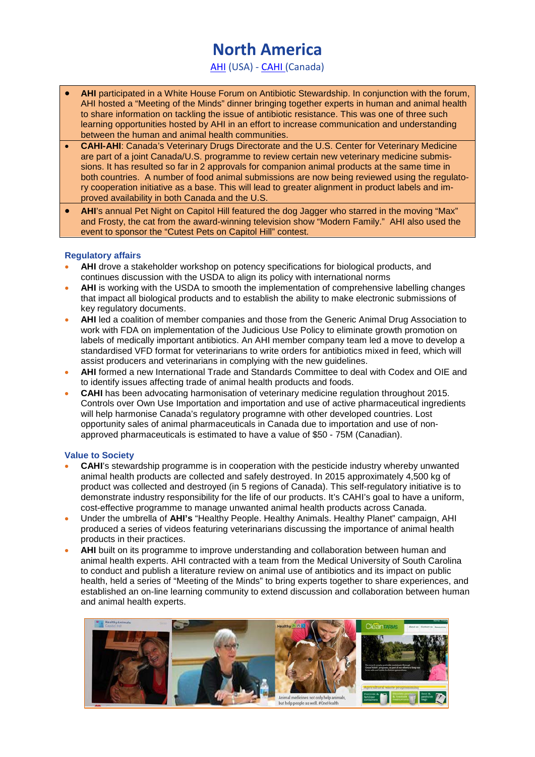# North America

AHI (USA) - CAHI (Canada)

- **AHI** participated in a White House Forum on Antibiotic Stewardship. In conjunction with the forum, AHI hosted a "Meeting of the Minds" dinner bringing together experts in human and animal health to share information on tackling the issue of antibiotic resistance. This was one of three such learning opportunities hosted by AHI in an effort to increase communication and understanding between the human and animal health communities.
- **CAHI-AHI**: Canada's Veterinary Drugs Directorate and the U.S. Center for Veterinary Medicine are part of a joint Canada/U.S. programme to review certain new veterinary medicine submissions. It has resulted so far in 2 approvals for companion animal products at the same time in both countries. A number of food animal submissions are now being reviewed using the regulatory cooperation initiative as a base. This will lead to greater alignment in product labels and improved availability in both Canada and the U.S.
- **AHI**'s annual Pet Night on Capitol Hill featured the dog Jagger who starred in the moving "Max" and Frosty, the cat from the award-winning television show "Modern Family." AHI also used the event to sponsor the "Cutest Pets on Capitol Hill" contest.

### Regulatory affairs

- **AHI** drove a stakeholder workshop on potency specifications for biological products, and continues discussion with the USDA to align its policy with international norms
- **AHI** is working with the USDA to smooth the implementation of comprehensive labelling changes that impact all biological products and to establish the ability to make electronic submissions of key regulatory documents.
- **AHI** led a coalition of member companies and those from the Generic Animal Drug Association to work with FDA on implementation of the Judicious Use Policy to eliminate growth promotion on labels of medically important antibiotics. An AHI member company team led a move to develop a standardised VFD format for veterinarians to write orders for antibiotics mixed in feed, which will assist producers and veterinarians in complying with the new guidelines.
- **AHI** formed a new International Trade and Standards Committee to deal with Codex and OIE and to identify issues affecting trade of animal health products and foods.
- **CAHI** has been advocating harmonisation of veterinary medicine regulation throughout 2015. Controls over Own Use Importation and importation and use of active pharmaceutical ingredients will help harmonise Canada's regulatory programme with other developed countries. Lost opportunity sales of animal pharmaceuticals in Canada due to importation and use of non-approved pharmaceuticals is estimated to have a value of $50 - 75M (Canadian).

### Value to Society

- **CAHI**'s stewardship programme is in cooperation with the pesticide industry whereby unwanted animal health products are collected and safely destroyed. In 2015 approximately 4,500 kg of product was collected and destroyed (in 5 regions of Canada). This self-regulatory initiative is to demonstrate industry responsibility for the life of our products. It's CAHI's goal to have a uniform, cost-effective programme to manage unwanted animal health products across Canada.
- Under the umbrella of **AHI's** "Healthy People. Healthy Animals. Healthy Planet" campaign, AHI produced a series of videos featuring veterinarians discussing the importance of animal health products in their practices.
- **AHI** built on its programme to improve understanding and collaboration between human and animal health experts. AHI contracted with a team from the Medical University of South Carolina to conduct and publish a literature review on animal use of antibiotics and its impact on public health, held a series of "Meeting of the Minds" to bring experts together to share experiences, and established an on-line learning community to extend discussion and collaboration between human and animal health experts.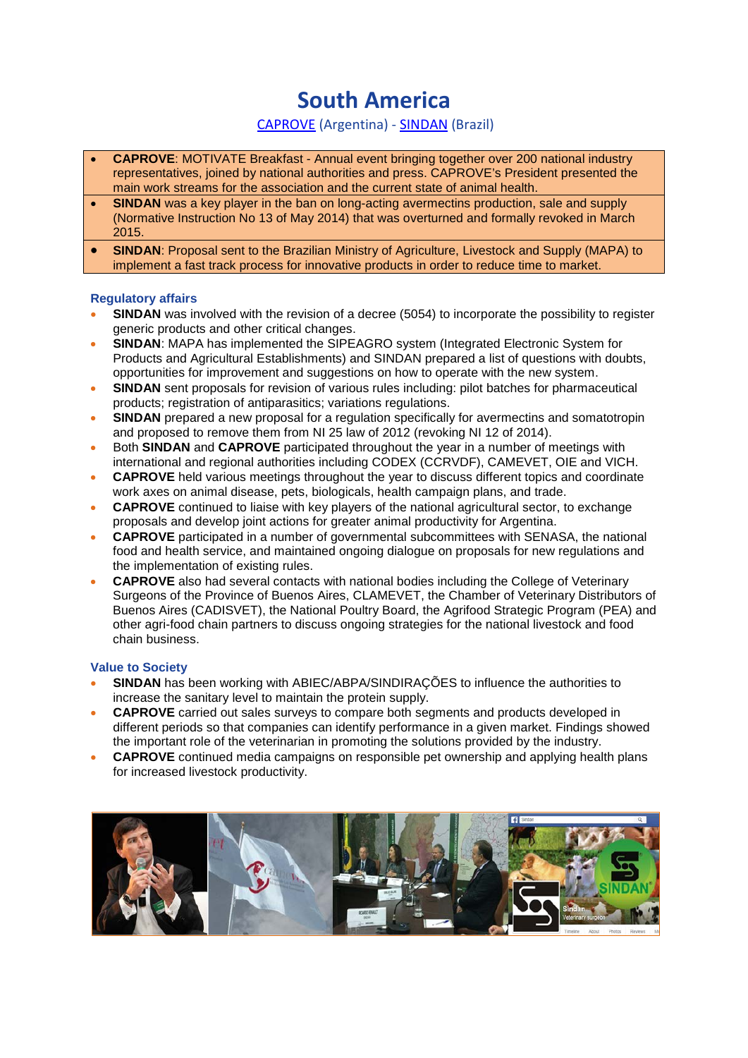# South America

CAPROVE (Argentina) - SINDAN (Brazil)

- **CAPROVE**: MOTIVATE Breakfast - Annual event bringing together over 200 national industry representatives, joined by national authorities and press. CAPROVE's President presented the main work streams for the association and the current state of animal health.
- **SINDAN** was a key player in the ban on long-acting avermectins production, sale and supply (Normative Instruction No 13 of May 2014) that was overturned and formally revoked in March 2015.
- **SINDAN**: Proposal sent to the Brazilian Ministry of Agriculture, Livestock and Supply (MAPA) to implement a fast track process for innovative products in order to reduce time to market.

### Regulatory affairs

- **SINDAN** was involved with the revision of a decree (5054) to incorporate the possibility to register generic products and other critical changes.
- **SINDAN**: MAPA has implemented the SIPEAGRO system (Integrated Electronic System for Products and Agricultural Establishments) and SINDAN prepared a list of questions with doubts, opportunities for improvement and suggestions on how to operate with the new system.
- **SINDAN** sent proposals for revision of various rules including: pilot batches for pharmaceutical products; registration of antiparasitics; variations regulations.
- **SINDAN** prepared a new proposal for a regulation specifically for avermectins and somatotropin and proposed to remove them from NI 25 law of 2012 (revoking NI 12 of 2014).
- Both **SINDAN** and **CAPROVE** participated throughout the year in a number of meetings with international and regional authorities including CODEX (CCRVDF), CAMEVET, OIE and VICH.
- **CAPROVE** held various meetings throughout the year to discuss different topics and coordinate work axes on animal disease, pets, biologicals, health campaign plans, and trade.
- **CAPROVE** continued to liaise with key players of the national agricultural sector, to exchange proposals and develop joint actions for greater animal productivity for Argentina.
- **CAPROVE** participated in a number of governmental subcommittees with SENASA, the national food and health service, and maintained ongoing dialogue on proposals for new regulations and the implementation of existing rules.
- **CAPROVE** also had several contacts with national bodies including the College of Veterinary Surgeons of the Province of Buenos Aires, CLAMEVET, the Chamber of Veterinary Distributors of Buenos Aires (CADISVET), the National Poultry Board, the Agrifood Strategic Program (PEA) and other agri-food chain partners to discuss ongoing strategies for the national livestock and food chain business.

### Value to Society

- **SINDAN** has been working with ABIEC/ABPA/SINDIRAÇÕES to influence the authorities to increase the sanitary level to maintain the protein supply.
- **CAPROVE** carried out sales surveys to compare both segments and products developed in different periods so that companies can identify performance in a given market. Findings showed the important role of the veterinarian in promoting the solutions provided by the industry.
- **CAPROVE** continued media campaigns on responsible pet ownership and applying health plans for increased livestock productivity.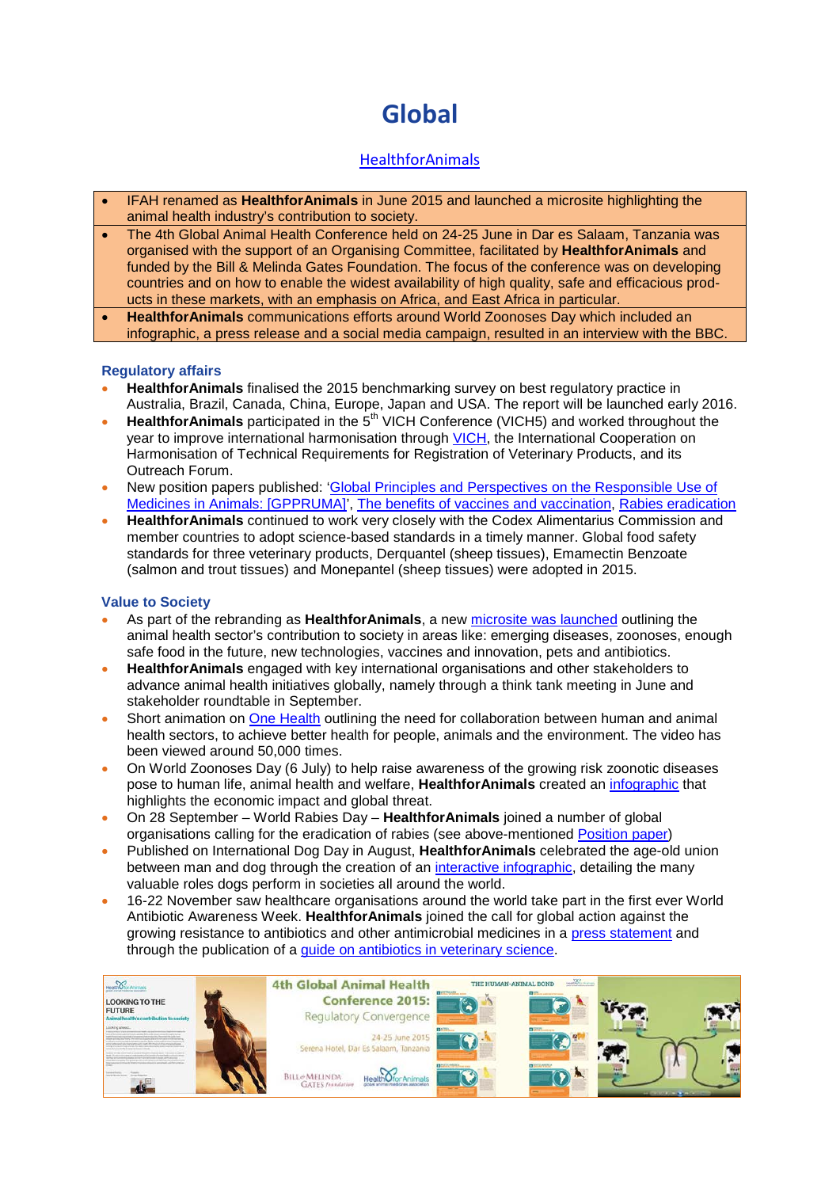# Global

HealthforAnimals

- IFAH renamed as **HealthforAnimals** in June 2015 and launched a microsite highlighting the animal health industry's contribution to society.
- The 4th Global Animal Health Conference held on 24-25 June in Dar es Salaam, Tanzania was organised with the support of an Organising Committee, facilitated by **HealthforAnimals** and funded by the Bill & Melinda Gates Foundation. The focus of the conference was on developing countries and on how to enable the widest availability of high quality, safe and efficacious products in these markets, with an emphasis on Africa, and East Africa in particular.
- **HealthforAnimals** communications efforts around World Zoonoses Day which included an infographic, a press release and a social media campaign, resulted in an interview with the BBC.

### Regulatory affairs

- **HealthforAnimals** finalised the 2015 benchmarking survey on best regulatory practice in Australia, Brazil, Canada, China, Europe, Japan and USA. The report will be launched early 2016.
- **HealthforAnimals** participated in the 5th VICH Conference (VICH5) and worked throughout the year to improve international harmonisation through VICH, the International Cooperation on Harmonisation of Technical Requirements for Registration of Veterinary Products, and its Outreach Forum.
- New position papers published: 'Global Principles and Perspectives on the Responsible Use of Medicines in Animals: [GPPRUMA]', The benefits of vaccines and vaccination, Rabies eradication
- **HealthforAnimals** continued to work very closely with the Codex Alimentarius Commission and member countries to adopt science-based standards in a timely manner. Global food safety standards for three veterinary products, Derquantel (sheep tissues), Emamectin Benzoate (salmon and trout tissues) and Monepantel (sheep tissues) were adopted in 2015.

### Value to Society

- As part of the rebranding as **HealthforAnimals**, a new microsite was launched outlining the animal health sector's contribution to society in areas like: emerging diseases, zoonoses, enough safe food in the future, new technologies, vaccines and innovation, pets and antibiotics.
- **HealthforAnimals** engaged with key international organisations and other stakeholders to advance animal health initiatives globally, namely through a think tank meeting in June and stakeholder roundtable in September.
- Short animation on One Health outlining the need for collaboration between human and animal health sectors, to achieve better health for people, animals and the environment. The video has been viewed around 50,000 times.
- On World Zoonoses Day (6 July) to help raise awareness of the growing risk zoonotic diseases pose to human life, animal health and welfare, **HealthforAnimals** created an infographic that highlights the economic impact and global threat.
- On 28 September – World Rabies Day – **HealthforAnimals** joined a number of global organisations calling for the eradication of rabies (see above-mentioned Position paper)
- Published on International Dog Day in August, **HealthforAnimals** celebrated the age-old union between man and dog through the creation of an interactive infographic, detailing the many valuable roles dogs perform in societies all around the world.
- 16-22 November saw healthcare organisations around the world take part in the first ever World Antibiotic Awareness Week. **HealthforAnimals** joined the call for global action against the growing resistance to antibiotics and other antimicrobial medicines in a press statement and through the publication of a guide on antibiotics in veterinary science.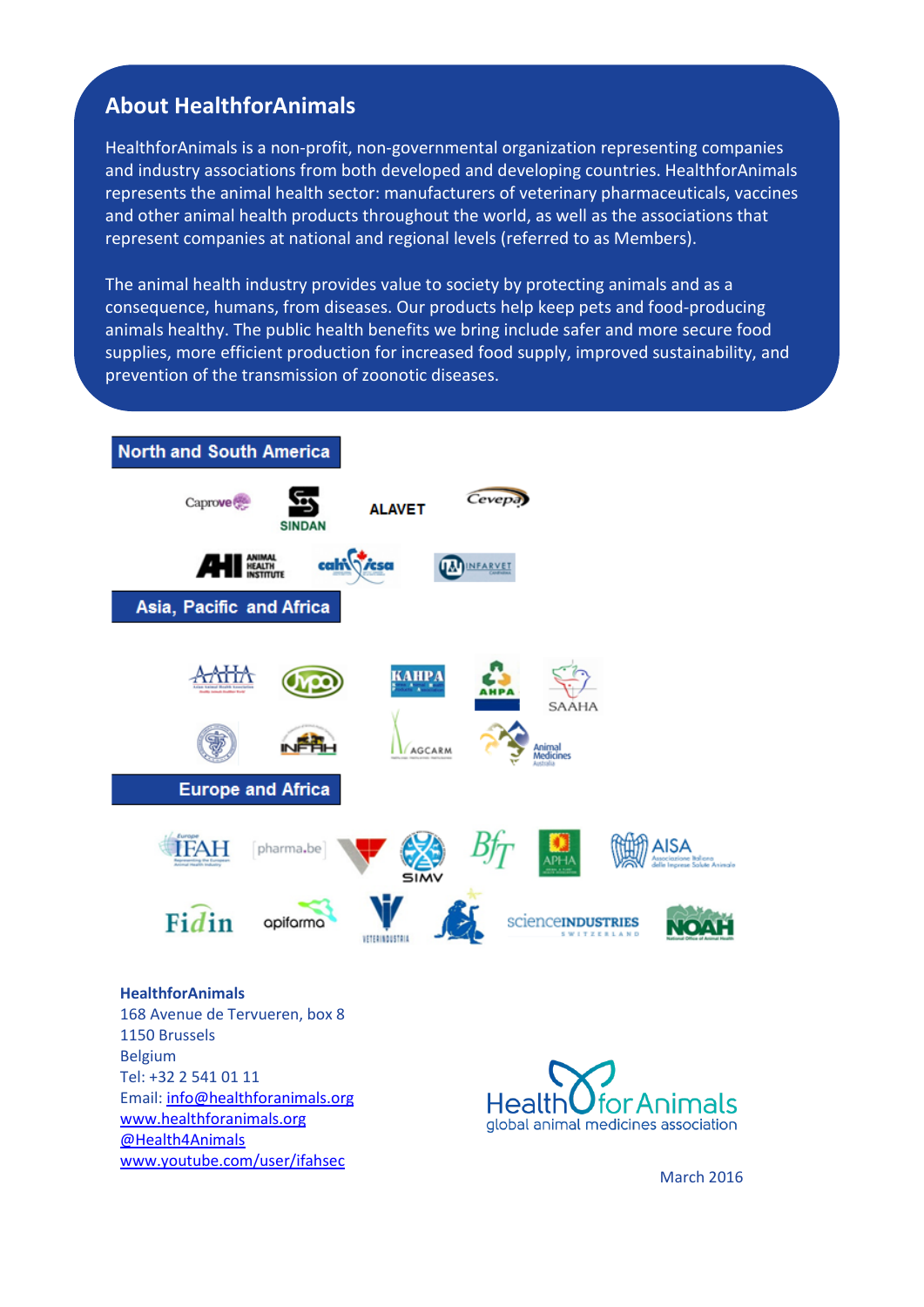## About HealthforAnimals

HealthforAnimals is a non-profit, non-governmental organization representing companies and industry associations from both developed and developing countries. HealthforAnimals represents the animal health sector: manufacturers of veterinary pharmaceuticals, vaccines and other animal health products throughout the world, as well as the associations that represent companies at national and regional levels (referred to as Members).

The animal health industry provides value to society by protecting animals and as a consequence, humans, from diseases. Our products help keep pets and food-producing animals healthy. The public health benefits we bring include safer and more secure food supplies, more efficient production for increased food supply, improved sustainability, and prevention of the transmission of zoonotic diseases.

**North and South America**

**Asia, Pacific and Africa**

**Europe and Africa**

**HealthforAnimals**
168 Avenue de Tervueren, box 8
1150 Brussels
Belgium
Tel: +32 2 541 01 11
Email: info@healthforanimals.org
www.healthforanimals.org
@Health4Animals
www.youtube.com/user/ifahsec

March 2016